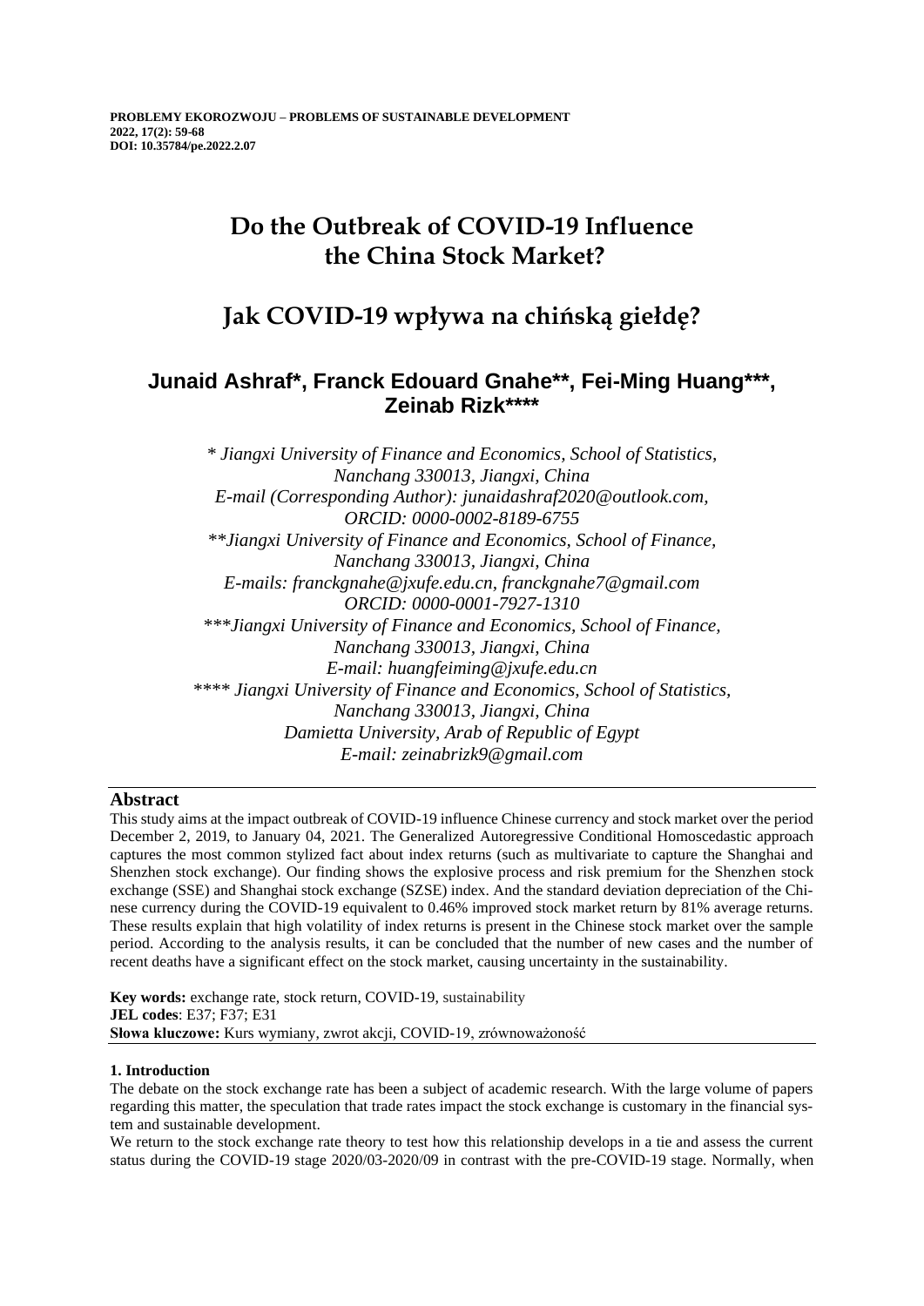**PROBLEMY EKOROZWOJU – PROBLEMS OF SUSTAINABLE DEVELOPMENT**
**2022, 17(2): 59-68**
**DOI: 10.35784/pe.2022.2.07**

# Do the Outbreak of COVID-19 Influence the China Stock Market?

# Jak COVID-19 wpływa na chińską giełdę?

## Junaid Ashraf*, Franck Edouard Gnahe**, Fei-Ming Huang***, Zeinab Rizk****

*\* Jiangxi University of Finance and Economics, School of Statistics, Nanchang 330013, Jiangxi, China*
*E-mail (Corresponding Author): junaidashraf2020@outlook.com, ORCID: 0000-0002-8189-6755*
*\*\*Jiangxi University of Finance and Economics, School of Finance, Nanchang 330013, Jiangxi, China*
*E-mails: franckgnahe@jxufe.edu.cn, franckgnahe7@gmail.com*
*ORCID: 0000-0001-7927-1310*
*\*\*\*Jiangxi University of Finance and Economics, School of Finance, Nanchang 330013, Jiangxi, China*
*E-mail: huangfeiming@jxufe.edu.cn*
*\*\*\*\* Jiangxi University of Finance and Economics, School of Statistics, Nanchang 330013, Jiangxi, China*
*Damietta University, Arab of Republic of Egypt*
*E-mail: zeinabrizk9@gmail.com*

## Abstract

This study aims at the impact outbreak of COVID-19 influence Chinese currency and stock market over the period December 2, 2019, to January 04, 2021. The Generalized Autoregressive Conditional Homoscedastic approach captures the most common stylized fact about index returns (such as multivariate to capture the Shanghai and Shenzhen stock exchange). Our finding shows the explosive process and risk premium for the Shenzhen stock exchange (SSE) and Shanghai stock exchange (SZSE) index. And the standard deviation depreciation of the Chinese currency during the COVID-19 equivalent to 0.46% improved stock market return by 81% average returns. These results explain that high volatility of index returns is present in the Chinese stock market over the sample period. According to the analysis results, it can be concluded that the number of new cases and the number of recent deaths have a significant effect on the stock market, causing uncertainty in the sustainability.

**Key words:** exchange rate, stock return, COVID-19, sustainability
**JEL codes**: E37; F37; E31
**Słowa kluczowe:** Kurs wymiany, zwrot akcji, COVID-19, zrównoważoność

### 1. Introduction

The debate on the stock exchange rate has been a subject of academic research. With the large volume of papers regarding this matter, the speculation that trade rates impact the stock exchange is customary in the financial system and sustainable development.

We return to the stock exchange rate theory to test how this relationship develops in a tie and assess the current status during the COVID-19 stage 2020/03-2020/09 in contrast with the pre-COVID-19 stage. Normally, when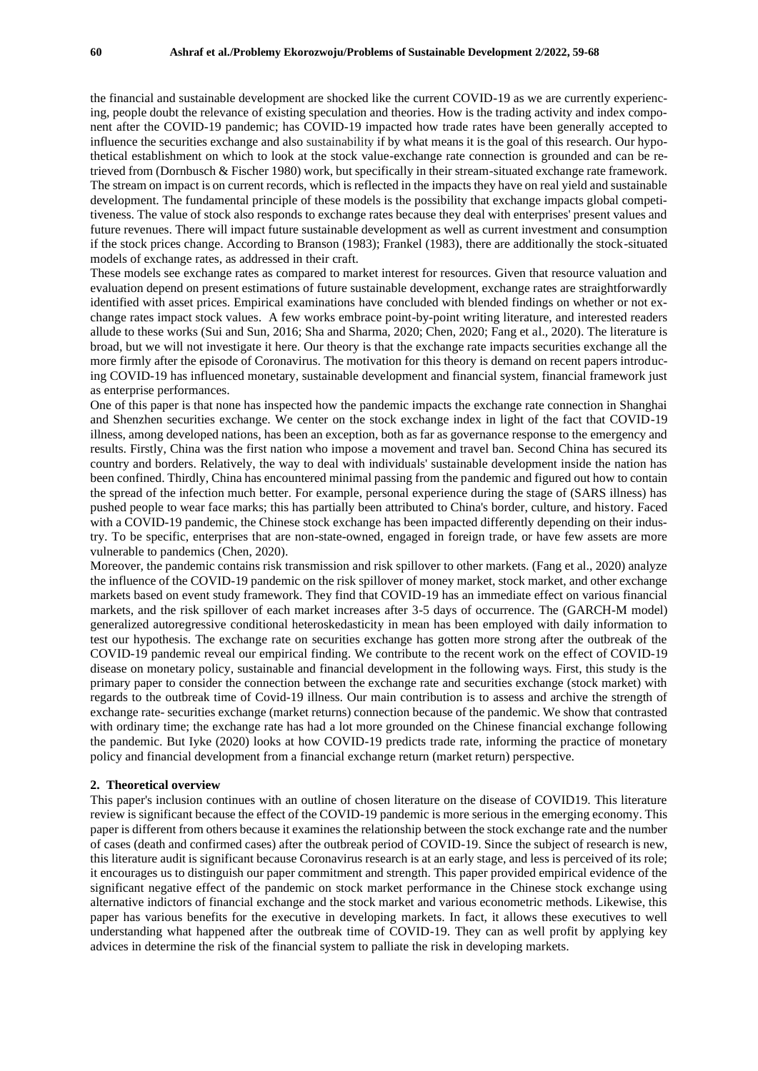the financial and sustainable development are shocked like the current COVID-19 as we are currently experiencing, people doubt the relevance of existing speculation and theories. How is the trading activity and index component after the COVID-19 pandemic; has COVID-19 impacted how trade rates have been generally accepted to influence the securities exchange and also sustainability if by what means it is the goal of this research. Our hypothetical establishment on which to look at the stock value-exchange rate connection is grounded and can be retrieved from (Dornbusch & Fischer 1980) work, but specifically in their stream-situated exchange rate framework. The stream on impact is on current records, which is reflected in the impacts they have on real yield and sustainable development. The fundamental principle of these models is the possibility that exchange impacts global competitiveness. The value of stock also responds to exchange rates because they deal with enterprises' present values and future revenues. There will impact future sustainable development as well as current investment and consumption if the stock prices change. According to Branson (1983); Frankel (1983), there are additionally the stock-situated models of exchange rates, as addressed in their craft.

These models see exchange rates as compared to market interest for resources. Given that resource valuation and evaluation depend on present estimations of future sustainable development, exchange rates are straightforwardly identified with asset prices. Empirical examinations have concluded with blended findings on whether or not exchange rates impact stock values. A few works embrace point-by-point writing literature, and interested readers allude to these works (Sui and Sun, 2016; Sha and Sharma, 2020; Chen, 2020; Fang et al., 2020). The literature is broad, but we will not investigate it here. Our theory is that the exchange rate impacts securities exchange all the more firmly after the episode of Coronavirus. The motivation for this theory is demand on recent papers introducing COVID-19 has influenced monetary, sustainable development and financial system, financial framework just as enterprise performances.

One of this paper is that none has inspected how the pandemic impacts the exchange rate connection in Shanghai and Shenzhen securities exchange. We center on the stock exchange index in light of the fact that COVID-19 illness, among developed nations, has been an exception, both as far as governance response to the emergency and results. Firstly, China was the first nation who impose a movement and travel ban. Second China has secured its country and borders. Relatively, the way to deal with individuals' sustainable development inside the nation has been confined. Thirdly, China has encountered minimal passing from the pandemic and figured out how to contain the spread of the infection much better. For example, personal experience during the stage of (SARS illness) has pushed people to wear face marks; this has partially been attributed to China's border, culture, and history. Faced with a COVID-19 pandemic, the Chinese stock exchange has been impacted differently depending on their industry. To be specific, enterprises that are non-state-owned, engaged in foreign trade, or have few assets are more vulnerable to pandemics (Chen, 2020).

Moreover, the pandemic contains risk transmission and risk spillover to other markets. (Fang et al., 2020) analyze the influence of the COVID-19 pandemic on the risk spillover of money market, stock market, and other exchange markets based on event study framework. They find that COVID-19 has an immediate effect on various financial markets, and the risk spillover of each market increases after 3-5 days of occurrence. The (GARCH-M model) generalized autoregressive conditional heteroskedasticity in mean has been employed with daily information to test our hypothesis. The exchange rate on securities exchange has gotten more strong after the outbreak of the COVID-19 pandemic reveal our empirical finding. We contribute to the recent work on the effect of COVID-19 disease on monetary policy, sustainable and financial development in the following ways. First, this study is the primary paper to consider the connection between the exchange rate and securities exchange (stock market) with regards to the outbreak time of Covid-19 illness. Our main contribution is to assess and archive the strength of exchange rate- securities exchange (market returns) connection because of the pandemic. We show that contrasted with ordinary time; the exchange rate has had a lot more grounded on the Chinese financial exchange following the pandemic. But Iyke (2020) looks at how COVID-19 predicts trade rate, informing the practice of monetary policy and financial development from a financial exchange return (market return) perspective.

## 2. Theoretical overview

This paper's inclusion continues with an outline of chosen literature on the disease of COVID19. This literature review is significant because the effect of the COVID-19 pandemic is more serious in the emerging economy. This paper is different from others because it examines the relationship between the stock exchange rate and the number of cases (death and confirmed cases) after the outbreak period of COVID-19. Since the subject of research is new, this literature audit is significant because Coronavirus research is at an early stage, and less is perceived of its role; it encourages us to distinguish our paper commitment and strength. This paper provided empirical evidence of the significant negative effect of the pandemic on stock market performance in the Chinese stock exchange using alternative indictors of financial exchange and the stock market and various econometric methods. Likewise, this paper has various benefits for the executive in developing markets. In fact, it allows these executives to well understanding what happened after the outbreak time of COVID-19. They can as well profit by applying key advices in determine the risk of the financial system to palliate the risk in developing markets.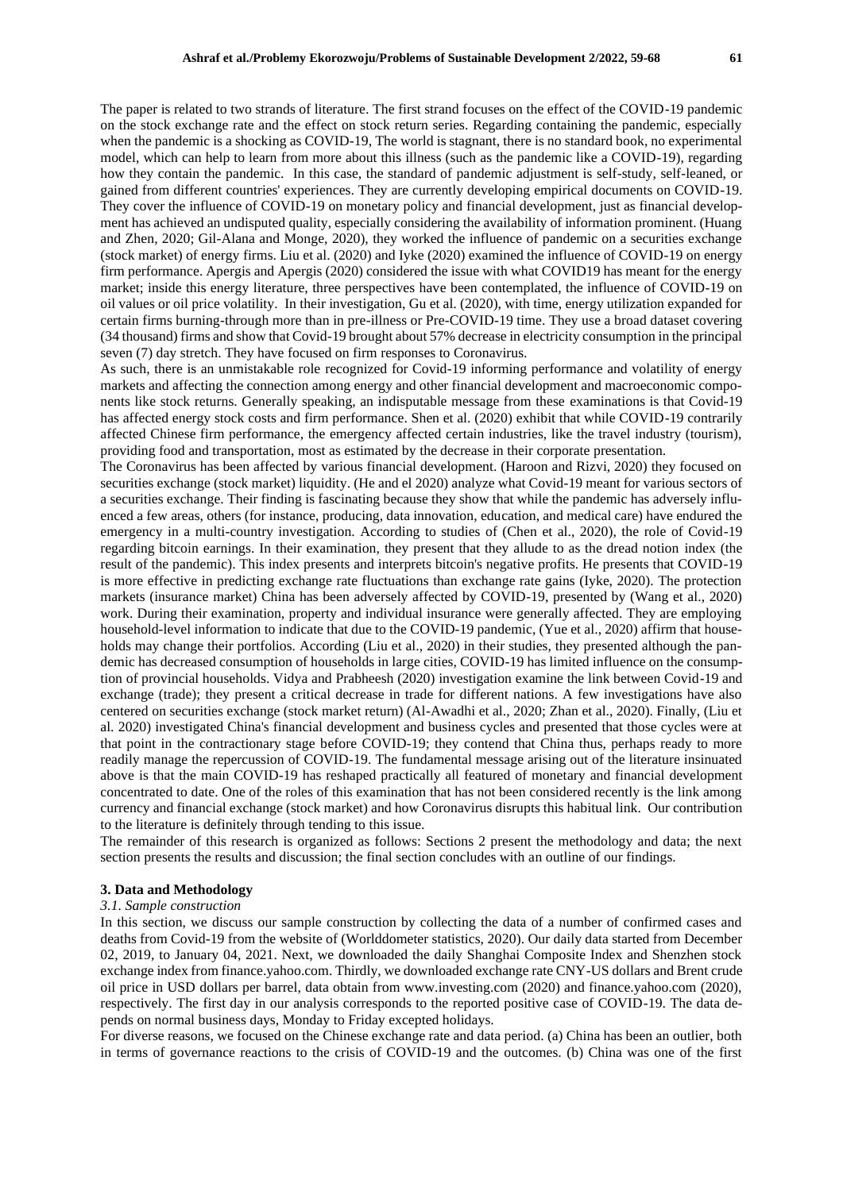The paper is related to two strands of literature. The first strand focuses on the effect of the COVID-19 pandemic on the stock exchange rate and the effect on stock return series. Regarding containing the pandemic, especially when the pandemic is a shocking as COVID-19, The world is stagnant, there is no standard book, no experimental model, which can help to learn from more about this illness (such as the pandemic like a COVID-19), regarding how they contain the pandemic. In this case, the standard of pandemic adjustment is self-study, self-leaned, or gained from different countries' experiences. They are currently developing empirical documents on COVID-19. They cover the influence of COVID-19 on monetary policy and financial development, just as financial development has achieved an undisputed quality, especially considering the availability of information prominent. (Huang and Zhen, 2020; Gil-Alana and Monge, 2020), they worked the influence of pandemic on a securities exchange (stock market) of energy firms. Liu et al. (2020) and Iyke (2020) examined the influence of COVID-19 on energy firm performance. Apergis and Apergis (2020) considered the issue with what COVID19 has meant for the energy market; inside this energy literature, three perspectives have been contemplated, the influence of COVID-19 on oil values or oil price volatility. In their investigation, Gu et al. (2020), with time, energy utilization expanded for certain firms burning-through more than in pre-illness or Pre-COVID-19 time. They use a broad dataset covering (34 thousand) firms and show that Covid-19 brought about 57% decrease in electricity consumption in the principal seven (7) day stretch. They have focused on firm responses to Coronavirus.

As such, there is an unmistakable role recognized for Covid-19 informing performance and volatility of energy markets and affecting the connection among energy and other financial development and macroeconomic components like stock returns. Generally speaking, an indisputable message from these examinations is that Covid-19 has affected energy stock costs and firm performance. Shen et al. (2020) exhibit that while COVID-19 contrarily affected Chinese firm performance, the emergency affected certain industries, like the travel industry (tourism), providing food and transportation, most as estimated by the decrease in their corporate presentation.

The Coronavirus has been affected by various financial development. (Haroon and Rizvi, 2020) they focused on securities exchange (stock market) liquidity. (He and el 2020) analyze what Covid-19 meant for various sectors of a securities exchange. Their finding is fascinating because they show that while the pandemic has adversely influenced a few areas, others (for instance, producing, data innovation, education, and medical care) have endured the emergency in a multi-country investigation. According to studies of (Chen et al., 2020), the role of Covid-19 regarding bitcoin earnings. In their examination, they present that they allude to as the dread notion index (the result of the pandemic). This index presents and interprets bitcoin's negative profits. He presents that COVID-19 is more effective in predicting exchange rate fluctuations than exchange rate gains (Iyke, 2020). The protection markets (insurance market) China has been adversely affected by COVID-19, presented by (Wang et al., 2020) work. During their examination, property and individual insurance were generally affected. They are employing household-level information to indicate that due to the COVID-19 pandemic, (Yue et al., 2020) affirm that households may change their portfolios. According (Liu et al., 2020) in their studies, they presented although the pandemic has decreased consumption of households in large cities, COVID-19 has limited influence on the consumption of provincial households. Vidya and Prabheesh (2020) investigation examine the link between Covid-19 and exchange (trade); they present a critical decrease in trade for different nations. A few investigations have also centered on securities exchange (stock market return) (Al-Awadhi et al., 2020; Zhan et al., 2020). Finally, (Liu et al. 2020) investigated China's financial development and business cycles and presented that those cycles were at that point in the contractionary stage before COVID-19; they contend that China thus, perhaps ready to more readily manage the repercussion of COVID-19. The fundamental message arising out of the literature insinuated above is that the main COVID-19 has reshaped practically all featured of monetary and financial development concentrated to date. One of the roles of this examination that has not been considered recently is the link among currency and financial exchange (stock market) and how Coronavirus disrupts this habitual link. Our contribution to the literature is definitely through tending to this issue.

The remainder of this research is organized as follows: Sections 2 present the methodology and data; the next section presents the results and discussion; the final section concludes with an outline of our findings.

## 3. Data and Methodology

### *3.1. Sample construction*

In this section, we discuss our sample construction by collecting the data of a number of confirmed cases and deaths from Covid-19 from the website of (Worlddometer statistics, 2020). Our daily data started from December 02, 2019, to January 04, 2021. Next, we downloaded the daily Shanghai Composite Index and Shenzhen stock exchange index from finance.yahoo.com. Thirdly, we downloaded exchange rate CNY-US dollars and Brent crude oil price in USD dollars per barrel, data obtain from www.investing.com (2020) and finance.yahoo.com (2020), respectively. The first day in our analysis corresponds to the reported positive case of COVID-19. The data depends on normal business days, Monday to Friday excepted holidays.

For diverse reasons, we focused on the Chinese exchange rate and data period. (a) China has been an outlier, both in terms of governance reactions to the crisis of COVID-19 and the outcomes. (b) China was one of the first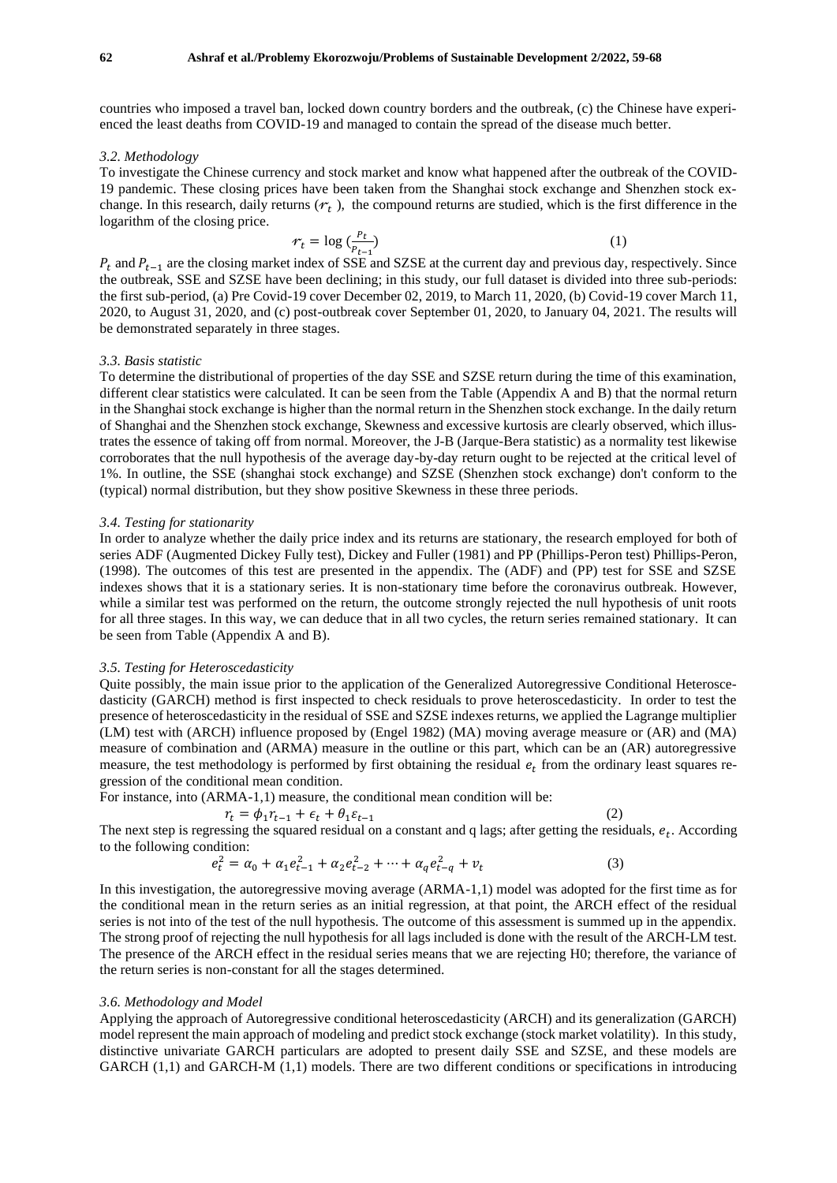countries who imposed a travel ban, locked down country borders and the outbreak, (c) the Chinese have experienced the least deaths from COVID-19 and managed to contain the spread of the disease much better.

### *3.2. Methodology*

To investigate the Chinese currency and stock market and know what happened after the outbreak of the COVID-19 pandemic. These closing prices have been taken from the Shanghai stock exchange and Shenzhen stock exchange. In this research, daily returns ($r_t$ ), the compound returns are studied, which is the first difference in the logarithm of the closing price.

$$r_t = \log\left(\frac{P_t}{P_{t-1}}\right) \tag{1}$$

$P_t$ and $P_{t-1}$ are the closing market index of SSE and SZSE at the current day and previous day, respectively. Since the outbreak, SSE and SZSE have been declining; in this study, our full dataset is divided into three sub-periods: the first sub-period, (a) Pre Covid-19 cover December 02, 2019, to March 11, 2020, (b) Covid-19 cover March 11, 2020, to August 31, 2020, and (c) post-outbreak cover September 01, 2020, to January 04, 2021. The results will be demonstrated separately in three stages.

### *3.3. Basis statistic*

To determine the distributional of properties of the day SSE and SZSE return during the time of this examination, different clear statistics were calculated. It can be seen from the Table (Appendix A and B) that the normal return in the Shanghai stock exchange is higher than the normal return in the Shenzhen stock exchange. In the daily return of Shanghai and the Shenzhen stock exchange, Skewness and excessive kurtosis are clearly observed, which illustrates the essence of taking off from normal. Moreover, the J-B (Jarque-Bera statistic) as a normality test likewise corroborates that the null hypothesis of the average day-by-day return ought to be rejected at the critical level of 1%. In outline, the SSE (shanghai stock exchange) and SZSE (Shenzhen stock exchange) don't conform to the (typical) normal distribution, but they show positive Skewness in these three periods.

### *3.4. Testing for stationarity*

In order to analyze whether the daily price index and its returns are stationary, the research employed for both of series ADF (Augmented Dickey Fully test), Dickey and Fuller (1981) and PP (Phillips-Peron test) Phillips-Peron, (1998). The outcomes of this test are presented in the appendix. The (ADF) and (PP) test for SSE and SZSE indexes shows that it is a stationary series. It is non-stationary time before the coronavirus outbreak. However, while a similar test was performed on the return, the outcome strongly rejected the null hypothesis of unit roots for all three stages. In this way, we can deduce that in all two cycles, the return series remained stationary. It can be seen from Table (Appendix A and B).

### *3.5. Testing for Heteroscedasticity*

Quite possibly, the main issue prior to the application of the Generalized Autoregressive Conditional Heteroscedasticity (GARCH) method is first inspected to check residuals to prove heteroscedasticity. In order to test the presence of heteroscedasticity in the residual of SSE and SZSE indexes returns, we applied the Lagrange multiplier (LM) test with (ARCH) influence proposed by (Engel 1982) (MA) moving average measure or (AR) and (MA) measure of combination and (ARMA) measure in the outline or this part, which can be an (AR) autoregressive measure, the test methodology is performed by first obtaining the residual $e_t$ from the ordinary least squares regression of the conditional mean condition.

For instance, into (ARMA-1,1) measure, the conditional mean condition will be:

$$r_t = \phi_1 r_{t-1} + \epsilon_t + \theta_1 \varepsilon_{t-1} \tag{2}$$

The next step is regressing the squared residual on a constant and q lags; after getting the residuals, $e_t$. According to the following condition:

$$e_t^2 = \alpha_0 + \alpha_1 e_{t-1}^2 + \alpha_2 e_{t-2}^2 + \cdots + \alpha_q e_{t-q}^2 + v_t \tag{3}$$

In this investigation, the autoregressive moving average (ARMA-1,1) model was adopted for the first time as for the conditional mean in the return series as an initial regression, at that point, the ARCH effect of the residual series is not into of the test of the null hypothesis. The outcome of this assessment is summed up in the appendix. The strong proof of rejecting the null hypothesis for all lags included is done with the result of the ARCH-LM test. The presence of the ARCH effect in the residual series means that we are rejecting H0; therefore, the variance of the return series is non-constant for all the stages determined.

### *3.6. Methodology and Model*

Applying the approach of Autoregressive conditional heteroscedasticity (ARCH) and its generalization (GARCH) model represent the main approach of modeling and predict stock exchange (stock market volatility). In this study, distinctive univariate GARCH particulars are adopted to present daily SSE and SZSE, and these models are GARCH (1,1) and GARCH-M (1,1) models. There are two different conditions or specifications in introducing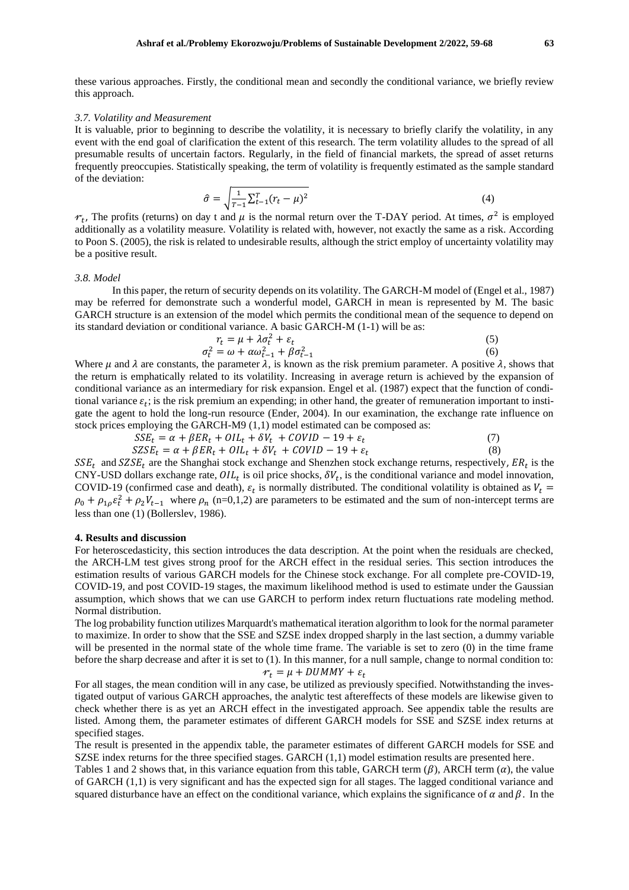these various approaches. Firstly, the conditional mean and secondly the conditional variance, we briefly review this approach.

### *3.7. Volatility and Measurement*

It is valuable, prior to beginning to describe the volatility, it is necessary to briefly clarify the volatility, in any event with the end goal of clarification the extent of this research. The term volatility alludes to the spread of all presumable results of uncertain factors. Regularly, in the field of financial markets, the spread of asset returns frequently preoccupies. Statistically speaking, the term of volatility is frequently estimated as the sample standard of the deviation:

$$\hat{\sigma} = \sqrt{\frac{1}{T-1}\sum_{t-1}^{T}(r_t - \mu)^2} \tag{4}$$

$r_t$, The profits (returns) on day t and $\mu$ is the normal return over the T-DAY period. At times, $\sigma^2$ is employed additionally as a volatility measure. Volatility is related with, however, not exactly the same as a risk. According to Poon S. (2005), the risk is related to undesirable results, although the strict employ of uncertainty volatility may be a positive result.

### *3.8. Model*

In this paper, the return of security depends on its volatility. The GARCH-M model of (Engel et al., 1987) may be referred for demonstrate such a wonderful model, GARCH in mean is represented by M. The basic GARCH structure is an extension of the model which permits the conditional mean of the sequence to depend on its standard deviation or conditional variance. A basic GARCH-M (1-1) will be as:

$$r_t = \mu + \lambda\sigma_t^2 + \varepsilon_t \tag{5}$$

$$\sigma_t^2 = \omega + \alpha\omega_{t-1}^2 + \beta\sigma_{t-1}^2 \tag{6}$$

Where $\mu$ and $\lambda$ are constants, the parameter $\lambda$, is known as the risk premium parameter. A positive $\lambda$, shows that the return is emphatically related to its volatility. Increasing in average return is achieved by the expansion of conditional variance as an intermediary for risk expansion. Engel et al. (1987) expect that the function of conditional variance $\varepsilon_t$; is the risk premium an expending; in other hand, the greater of remuneration important to instigate the agent to hold the long-run resource (Ender, 2004). In our examination, the exchange rate influence on stock prices employing the GARCH-M9 (1,1) model estimated can be composed as:

$$SSE_t = \alpha + \beta ER_t + OIL_t + \delta V_t + COVID-19 + \varepsilon_t \tag{7}$$

$$SZSE_t = \alpha + \beta ER_t + OIL_t + \delta V_t + COVID-19 + \varepsilon_t \tag{8}$$

$SSE_t$ and $SZSE_t$ are the Shanghai stock exchange and Shenzhen stock exchange returns, respectively, $ER_t$ is the CNY-USD dollars exchange rate, $OIL_t$ is oil price shocks, $\delta V_t$, is the conditional variance and model innovation, COVID-19 (confirmed case and death), $\varepsilon_t$ is normally distributed. The conditional volatility is obtained as $V_t = \rho_0 + \rho_{1\rho}\varepsilon_t^2 + \rho_2 V_{t-1}$ where $\rho_n$ (n=0,1,2) are parameters to be estimated and the sum of non-intercept terms are less than one (1) (Bollerslev, 1986).

## 4. Results and discussion

For heteroscedasticity, this section introduces the data description. At the point when the residuals are checked, the ARCH-LM test gives strong proof for the ARCH effect in the residual series. This section introduces the estimation results of various GARCH models for the Chinese stock exchange. For all complete pre-COVID-19, COVID-19, and post COVID-19 stages, the maximum likelihood method is used to estimate under the Gaussian assumption, which shows that we can use GARCH to perform index return fluctuations rate modeling method. Normal distribution.

The log probability function utilizes Marquardt's mathematical iteration algorithm to look for the normal parameter to maximize. In order to show that the SSE and SZSE index dropped sharply in the last section, a dummy variable will be presented in the normal state of the whole time frame. The variable is set to zero (0) in the time frame before the sharp decrease and after it is set to (1). In this manner, for a null sample, change to normal condition to:

$$r_t = \mu + DUMMY + \varepsilon_t$$

For all stages, the mean condition will in any case, be utilized as previously specified. Notwithstanding the investigated output of various GARCH approaches, the analytic test aftereffects of these models are likewise given to check whether there is as yet an ARCH effect in the investigated approach. See appendix table the results are listed. Among them, the parameter estimates of different GARCH models for SSE and SZSE index returns at specified stages.

The result is presented in the appendix table, the parameter estimates of different GARCH models for SSE and SZSE index returns for the three specified stages. GARCH (1,1) model estimation results are presented here.

Tables 1 and 2 shows that, in this variance equation from this table, GARCH term ($\beta$), ARCH term ($\alpha$), the value of GARCH (1,1) is very significant and has the expected sign for all stages. The lagged conditional variance and squared disturbance have an effect on the conditional variance, which explains the significance of $\alpha$ and $\beta$. In the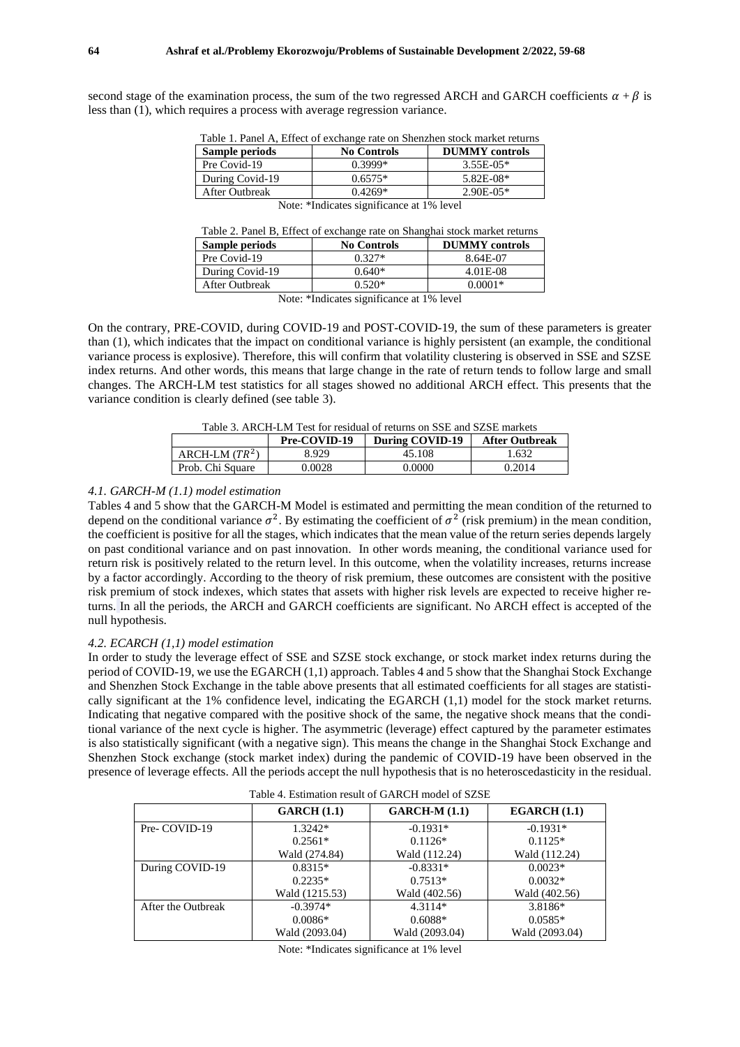second stage of the examination process, the sum of the two regressed ARCH and GARCH coefficients $\alpha + \beta$ is less than (1), which requires a process with average regression variance.

Table 1. Panel A, Effect of exchange rate on Shenzhen stock market returns

| Sample periods | No Controls | DUMMY controls |
|---|---|---|
| Pre Covid-19 | 0.3999* | 3.55E-05* |
| During Covid-19 | 0.6575* | 5.82E-08* |
| After Outbreak | 0.4269* | 2.90E-05* |

Note: *Indicates significance at 1% level

Table 2. Panel B, Effect of exchange rate on Shanghai stock market returns

| Sample periods | No Controls | DUMMY controls |
|---|---|---|
| Pre Covid-19 | 0.327* | 8.64E-07 |
| During Covid-19 | 0.640* | 4.01E-08 |
| After Outbreak | 0.520* | 0.0001* |

Note: *Indicates significance at 1% level

On the contrary, PRE-COVID, during COVID-19 and POST-COVID-19, the sum of these parameters is greater than (1), which indicates that the impact on conditional variance is highly persistent (an example, the conditional variance process is explosive). Therefore, this will confirm that volatility clustering is observed in SSE and SZSE index returns. And other words, this means that large change in the rate of return tends to follow large and small changes. The ARCH-LM test statistics for all stages showed no additional ARCH effect. This presents that the variance condition is clearly defined (see table 3).

Table 3. ARCH-LM Test for residual of returns on SSE and SZSE markets

| | Pre-COVID-19 | During COVID-19 | After Outbreak |
|---|---|---|---|
| ARCH-LM ($TR^2$) | 8.929 | 45.108 | 1.632 |
| Prob. Chi Square | 0.0028 | 0.0000 | 0.2014 |

### *4.1. GARCH-M (1.1) model estimation*

Tables 4 and 5 show that the GARCH-M Model is estimated and permitting the mean condition of the returned to depend on the conditional variance $\sigma^2$. By estimating the coefficient of $\sigma^2$ (risk premium) in the mean condition, the coefficient is positive for all the stages, which indicates that the mean value of the return series depends largely on past conditional variance and on past innovation. In other words meaning, the conditional variance used for return risk is positively related to the return level. In this outcome, when the volatility increases, returns increase by a factor accordingly. According to the theory of risk premium, these outcomes are consistent with the positive risk premium of stock indexes, which states that assets with higher risk levels are expected to receive higher returns. In all the periods, the ARCH and GARCH coefficients are significant. No ARCH effect is accepted of the null hypothesis.

### *4.2. ECARCH (1,1) model estimation*

In order to study the leverage effect of SSE and SZSE stock exchange, or stock market index returns during the period of COVID-19, we use the EGARCH (1,1) approach. Tables 4 and 5 show that the Shanghai Stock Exchange and Shenzhen Stock Exchange in the table above presents that all estimated coefficients for all stages are statistically significant at the 1% confidence level, indicating the EGARCH (1,1) model for the stock market returns. Indicating that negative compared with the positive shock of the same, the negative shock means that the conditional variance of the next cycle is higher. The asymmetric (leverage) effect captured by the parameter estimates is also statistically significant (with a negative sign). This means the change in the Shanghai Stock Exchange and Shenzhen Stock exchange (stock market index) during the pandemic of COVID-19 have been observed in the presence of leverage effects. All the periods accept the null hypothesis that is no heteroscedasticity in the residual.

Table 4. Estimation result of GARCH model of SZSE

| | GARCH (1.1) | GARCH-M (1.1) | EGARCH (1.1) |
|---|---|---|---|
| Pre- COVID-19 | 1.3242* | -0.1931* | -0.1931* |
| | 0.2561* | 0.1126* | 0.1125* |
| | Wald (274.84) | Wald (112.24) | Wald (112.24) |
| During COVID-19 | 0.8315* | -0.8331* | 0.0023* |
| | 0.2235* | 0.7513* | 0.0032* |
| | Wald (1215.53) | Wald (402.56) | Wald (402.56) |
| After the Outbreak | -0.3974* | 4.3114* | 3.8186* |
| | 0.0086* | 0.6088* | 0.0585* |
| | Wald (2093.04) | Wald (2093.04) | Wald (2093.04) |

Note: *Indicates significance at 1% level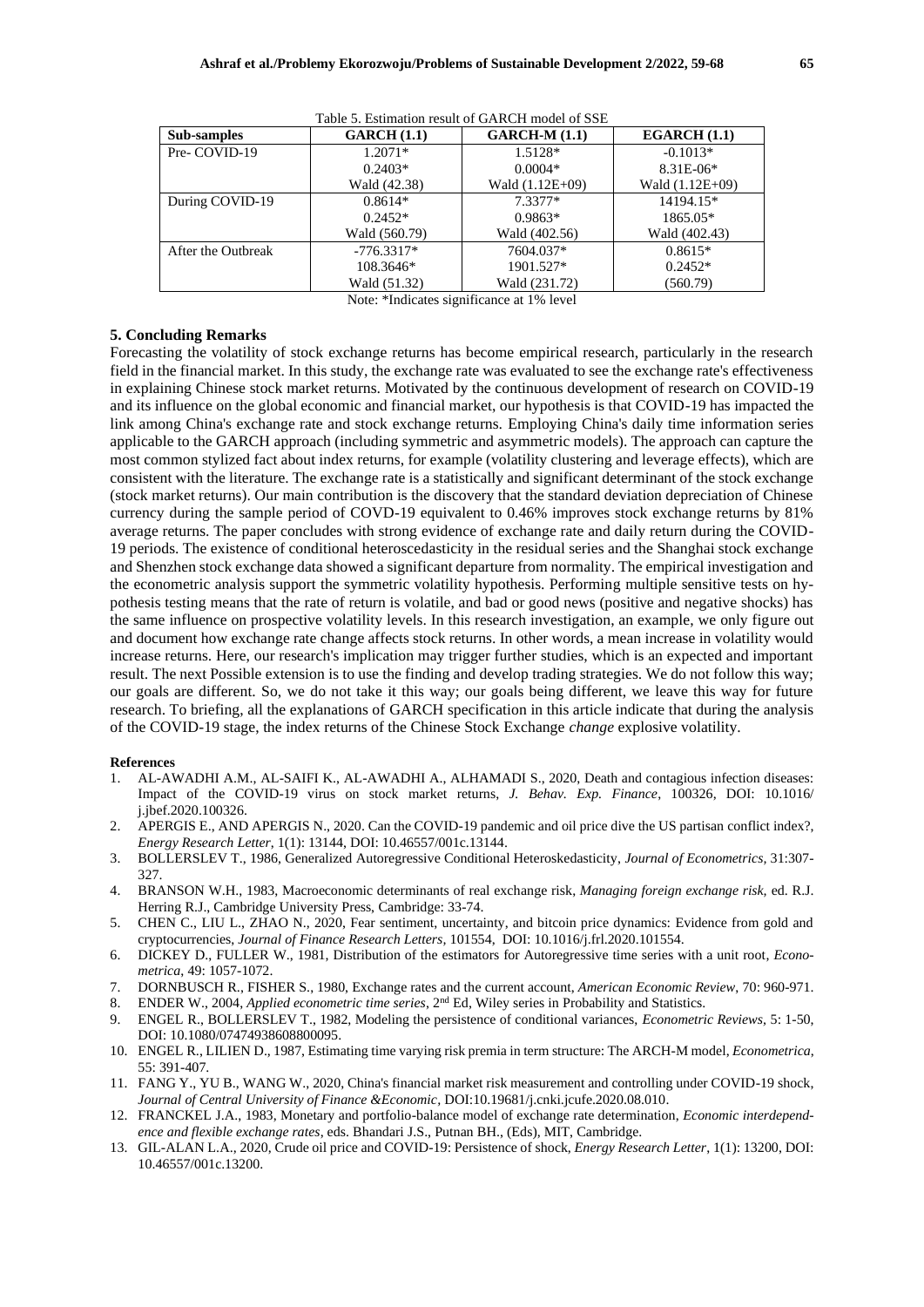Table 5. Estimation result of GARCH model of SSE

| Sub-samples | GARCH (1.1) | GARCH-M (1.1) | EGARCH (1.1) |
|---|---|---|---|
| Pre- COVID-19 | 1.2071* | 1.5128* | -0.1013* |
| | 0.2403* | 0.0004* | 8.31E-06* |
| | Wald (42.38) | Wald (1.12E+09) | Wald (1.12E+09) |
| During COVID-19 | 0.8614* | 7.3377* | 14194.15* |
| | 0.2452* | 0.9863* | 1865.05* |
| | Wald (560.79) | Wald (402.56) | Wald (402.43) |
| After the Outbreak | -776.3317* | 7604.037* | 0.8615* |
| | 108.3646* | 1901.527* | 0.2452* |
| | Wald (51.32) | Wald (231.72) | (560.79) |

Note: *Indicates significance at 1% level

## 5. Concluding Remarks

Forecasting the volatility of stock exchange returns has become empirical research, particularly in the research field in the financial market. In this study, the exchange rate was evaluated to see the exchange rate's effectiveness in explaining Chinese stock market returns. Motivated by the continuous development of research on COVID-19 and its influence on the global economic and financial market, our hypothesis is that COVID-19 has impacted the link among China's exchange rate and stock exchange returns. Employing China's daily time information series applicable to the GARCH approach (including symmetric and asymmetric models). The approach can capture the most common stylized fact about index returns, for example (volatility clustering and leverage effects), which are consistent with the literature. The exchange rate is a statistically and significant determinant of the stock exchange (stock market returns). Our main contribution is the discovery that the standard deviation depreciation of Chinese currency during the sample period of COVD-19 equivalent to 0.46% improves stock exchange returns by 81% average returns. The paper concludes with strong evidence of exchange rate and daily return during the COVID-19 periods. The existence of conditional heteroscedasticity in the residual series and the Shanghai stock exchange and Shenzhen stock exchange data showed a significant departure from normality. The empirical investigation and the econometric analysis support the symmetric volatility hypothesis. Performing multiple sensitive tests on hypothesis testing means that the rate of return is volatile, and bad or good news (positive and negative shocks) has the same influence on prospective volatility levels. In this research investigation, an example, we only figure out and document how exchange rate change affects stock returns. In other words, a mean increase in volatility would increase returns. Here, our research's implication may trigger further studies, which is an expected and important result. The next Possible extension is to use the finding and develop trading strategies. We do not follow this way; our goals are different. So, we do not take it this way; our goals being different, we leave this way for future research. To briefing, all the explanations of GARCH specification in this article indicate that during the analysis of the COVID-19 stage, the index returns of the Chinese Stock Exchange *change* explosive volatility.

### References

1. AL-AWADHI A.M., AL-SAIFI K., AL-AWADHI A., ALHAMADI S., 2020, Death and contagious infection diseases: Impact of the COVID-19 virus on stock market returns, *J. Behav. Exp. Finance*, 100326, DOI: 10.1016/ j.jbef.2020.100326.
2. APERGIS E., AND APERGIS N., 2020. Can the COVID-19 pandemic and oil price dive the US partisan conflict index?, *Energy Research Letter*, 1(1): 13144, DOI: 10.46557/001c.13144.
3. BOLLERSLEV T., 1986, Generalized Autoregressive Conditional Heteroskedasticity, *Journal of Econometrics*, 31:307-327.
4. BRANSON W.H., 1983, Macroeconomic determinants of real exchange risk, *Managing foreign exchange risk*, ed. R.J. Herring R.J., Cambridge University Press, Cambridge: 33-74.
5. CHEN C., LIU L., ZHAO N., 2020, Fear sentiment, uncertainty, and bitcoin price dynamics: Evidence from gold and cryptocurrencies, *Journal of Finance Research Letters*, 101554, DOI: 10.1016/j.frl.2020.101554.
6. DICKEY D., FULLER W., 1981, Distribution of the estimators for Autoregressive time series with a unit root, *Econometrica*, 49: 1057-1072.
7. DORNBUSCH R., FISHER S., 1980, Exchange rates and the current account, *American Economic Review*, 70: 960-971.
8. ENDER W., 2004, *Applied econometric time series*, 2nd Ed, Wiley series in Probability and Statistics.
9. ENGEL R., BOLLERSLEV T., 1982, Modeling the persistence of conditional variances, *Econometric Reviews*, 5: 1-50, DOI: 10.1080/07474938608800095.
10. ENGEL R., LILIEN D., 1987, Estimating time varying risk premia in term structure: The ARCH-M model, *Econometrica*, 55: 391-407.
11. FANG Y., YU B., WANG W., 2020, China's financial market risk measurement and controlling under COVID-19 shock, *Journal of Central University of Finance &Economic*, DOI:10.19681/j.cnki.jcufe.2020.08.010.
12. FRANCKEL J.A., 1983, Monetary and portfolio-balance model of exchange rate determination, *Economic interdependence and flexible exchange rates*, eds. Bhandari J.S., Putnan BH., (Eds), MIT, Cambridge.
13. GIL-ALAN L.A., 2020, Crude oil price and COVID-19: Persistence of shock, *Energy Research Letter*, 1(1): 13200, DOI: 10.46557/001c.13200.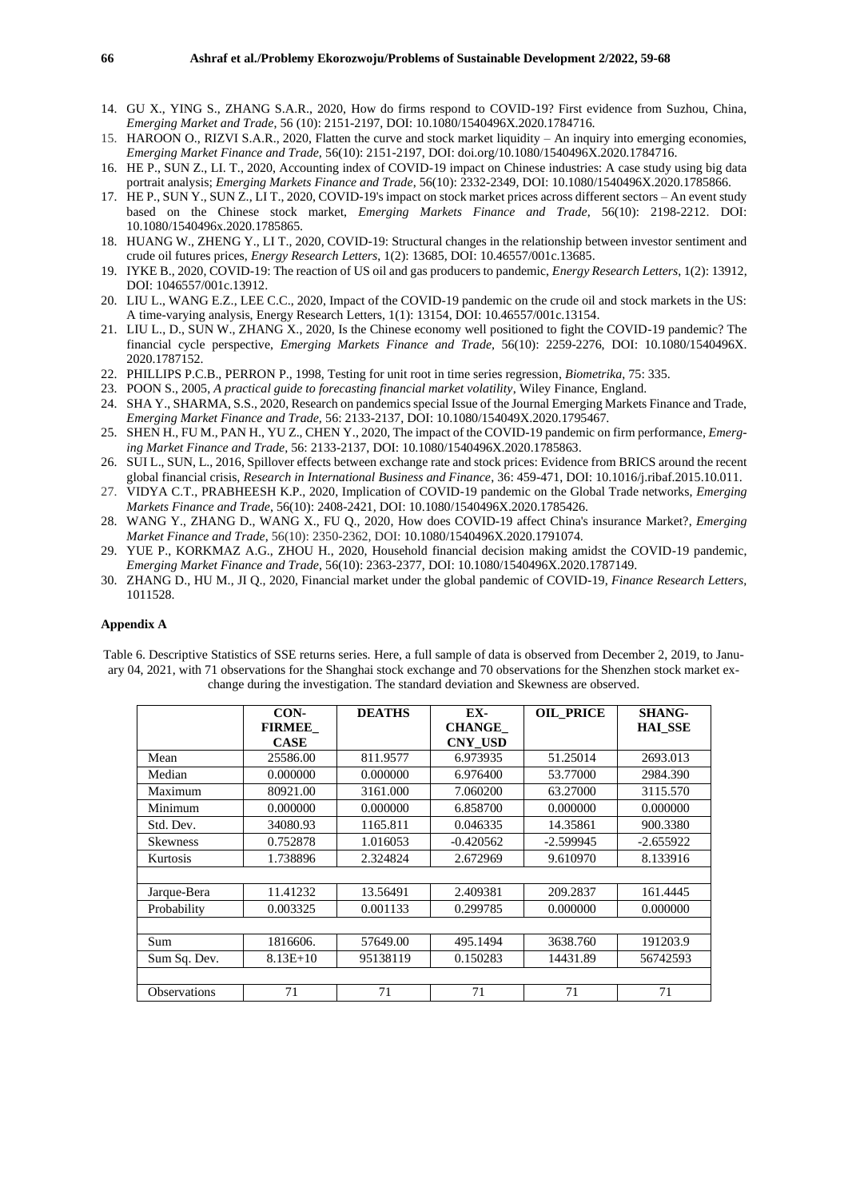14. GU X., YING S., ZHANG S.A.R., 2020, How do firms respond to COVID-19? First evidence from Suzhou, China, *Emerging Market and Trade*, 56 (10): 2151-2197, DOI: 10.1080/1540496X.2020.1784716.
15. HAROON O., RIZVI S.A.R., 2020, Flatten the curve and stock market liquidity – An inquiry into emerging economies, *Emerging Market Finance and Trade*, 56(10): 2151-2197, DOI: doi.org/10.1080/1540496X.2020.1784716.
16. HE P., SUN Z., LI. T., 2020, Accounting index of COVID-19 impact on Chinese industries: A case study using big data portrait analysis; *Emerging Markets Finance and Trade*, 56(10): 2332-2349, DOI: 10.1080/1540496X.2020.1785866.
17. HE P., SUN Y., SUN Z., LI T., 2020, COVID-19's impact on stock market prices across different sectors – An event study based on the Chinese stock market, *Emerging Markets Finance and Trade*, 56(10): 2198-2212. DOI: 10.1080/1540496x.2020.1785865.
18. HUANG W., ZHENG Y., LI T., 2020, COVID-19: Structural changes in the relationship between investor sentiment and crude oil futures prices, *Energy Research Letters*, 1(2): 13685, DOI: 10.46557/001c.13685.
19. IYKE B., 2020, COVID-19: The reaction of US oil and gas producers to pandemic, *Energy Research Letters*, 1(2): 13912, DOI: 1046557/001c.13912.
20. LIU L., WANG E.Z., LEE C.C., 2020, Impact of the COVID-19 pandemic on the crude oil and stock markets in the US: A time-varying analysis, Energy Research Letters, 1(1): 13154, DOI: 10.46557/001c.13154.
21. LIU L., D., SUN W., ZHANG X., 2020, Is the Chinese economy well positioned to fight the COVID-19 pandemic? The financial cycle perspective, *Emerging Markets Finance and Trade*, 56(10): 2259-2276, DOI: 10.1080/1540496X. 2020.1787152.
22. PHILLIPS P.C.B., PERRON P., 1998, Testing for unit root in time series regression, *Biometrika*, 75: 335.
23. POON S., 2005, *A practical guide to forecasting financial market volatility*, Wiley Finance, England.
24. SHA Y., SHARMA, S.S., 2020, Research on pandemics special Issue of the Journal Emerging Markets Finance and Trade, *Emerging Market Finance and Trade*, 56: 2133-2137, DOI: 10.1080/154049X.2020.1795467.
25. SHEN H., FU M., PAN H., YU Z., CHEN Y., 2020, The impact of the COVID-19 pandemic on firm performance, *Emerging Market Finance and Trade*, 56: 2133-2137, DOI: 10.1080/1540496X.2020.1785863.
26. SUI L., SUN, L., 2016, Spillover effects between exchange rate and stock prices: Evidence from BRICS around the recent global financial crisis, *Research in International Business and Finance*, 36: 459-471, DOI: 10.1016/j.ribaf.2015.10.011.
27. VIDYA C.T., PRABHEESH K.P., 2020, Implication of COVID-19 pandemic on the Global Trade networks, *Emerging Markets Finance and Trade*, 56(10): 2408-2421, DOI: 10.1080/1540496X.2020.1785426.
28. WANG Y., ZHANG D., WANG X., FU Q., 2020, How does COVID-19 affect China's insurance Market?, *Emerging Market Finance and Trade*, 56(10): 2350-2362, DOI: 10.1080/1540496X.2020.1791074.
29. YUE P., KORKMAZ A.G., ZHOU H., 2020, Household financial decision making amidst the COVID-19 pandemic, *Emerging Market Finance and Trade*, 56(10): 2363-2377, DOI: 10.1080/1540496X.2020.1787149.
30. ZHANG D., HU M., JI Q., 2020, Financial market under the global pandemic of COVID-19, *Finance Research Letters*, 1011528.

### Appendix A

Table 6. Descriptive Statistics of SSE returns series. Here, a full sample of data is observed from December 2, 2019, to January 04, 2021, with 71 observations for the Shanghai stock exchange and 70 observations for the Shenzhen stock market exchange during the investigation. The standard deviation and Skewness are observed.

| | CONFIRMEE_CASE | DEATHS | EXCHANGE_CNY_USD | OIL_PRICE | SHANGHAI_SSE |
|---|---|---|---|---|---|
| Mean | 25586.00 | 811.9577 | 6.973935 | 51.25014 | 2693.013 |
| Median | 0.000000 | 0.000000 | 6.976400 | 53.77000 | 2984.390 |
| Maximum | 80921.00 | 3161.000 | 7.060200 | 63.27000 | 3115.570 |
| Minimum | 0.000000 | 0.000000 | 6.858700 | 0.000000 | 0.000000 |
| Std. Dev. | 34080.93 | 1165.811 | 0.046335 | 14.35861 | 900.3380 |
| Skewness | 0.752878 | 1.016053 | -0.420562 | -2.599945 | -2.655922 |
| Kurtosis | 1.738896 | 2.324824 | 2.672969 | 9.610970 | 8.133916 |
| | | | | | |
| Jarque-Bera | 11.41232 | 13.56491 | 2.409381 | 209.2837 | 161.4445 |
| Probability | 0.003325 | 0.001133 | 0.299785 | 0.000000 | 0.000000 |
| | | | | | |
| Sum | 1816606. | 57649.00 | 495.1494 | 3638.760 | 191203.9 |
| Sum Sq. Dev. | 8.13E+10 | 95138119 | 0.150283 | 14431.89 | 56742593 |
| | | | | | |
| Observations | 71 | 71 | 71 | 71 | 71 |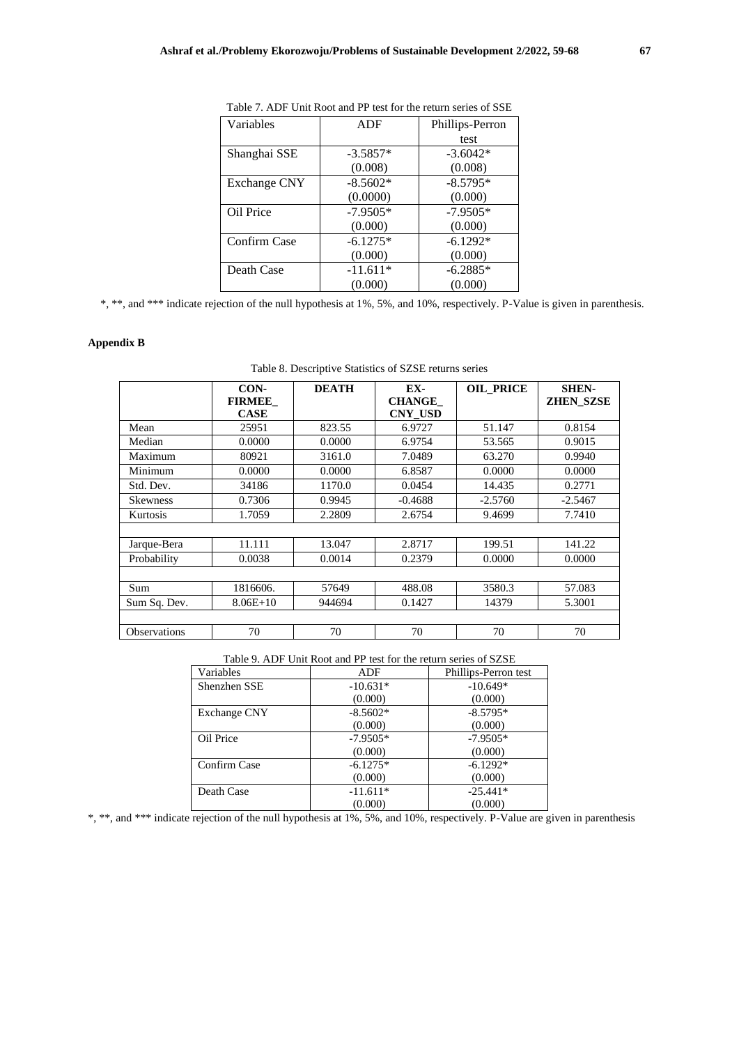Table 7. ADF Unit Root and PP test for the return series of SSE

| Variables | ADF | Phillips-Perron test |
|---|---|---|
| Shanghai SSE | -3.5857* (0.008) | -3.6042* (0.008) |
| Exchange CNY | -8.5602* (0.0000) | -8.5795* (0.000) |
| Oil Price | -7.9505* (0.000) | -7.9505* (0.000) |
| Confirm Case | -6.1275* (0.000) | -6.1292* (0.000) |
| Death Case | -11.611* (0.000) | -6.2885* (0.000) |

*, **, and *** indicate rejection of the null hypothesis at 1%, 5%, and 10%, respectively. P-Value is given in parenthesis.

## Appendix B

Table 8. Descriptive Statistics of SZSE returns series

| | **CON-FIRMEE_CASE** | **DEATH** | **EX-CHANGE_CNY_USD** | **OIL_PRICE** | **SHEN-ZHEN_SZSE** |
|---|---|---|---|---|---|
| Mean | 25951 | 823.55 | 6.9727 | 51.147 | 0.8154 |
| Median | 0.0000 | 0.0000 | 6.9754 | 53.565 | 0.9015 |
| Maximum | 80921 | 3161.0 | 7.0489 | 63.270 | 0.9940 |
| Minimum | 0.0000 | 0.0000 | 6.8587 | 0.0000 | 0.0000 |
| Std. Dev. | 34186 | 1170.0 | 0.0454 | 14.435 | 0.2771 |
| Skewness | 0.7306 | 0.9945 | -0.4688 | -2.5760 | -2.5467 |
| Kurtosis | 1.7059 | 2.2809 | 2.6754 | 9.4699 | 7.7410 |
| | | | | | |
| Jarque-Bera | 11.111 | 13.047 | 2.8717 | 199.51 | 141.22 |
| Probability | 0.0038 | 0.0014 | 0.2379 | 0.0000 | 0.0000 |
| | | | | | |
| Sum | 1816606. | 57649 | 488.08 | 3580.3 | 57.083 |
| Sum Sq. Dev. | 8.06E+10 | 944694 | 0.1427 | 14379 | 5.3001 |
| | | | | | |
| Observations | 70 | 70 | 70 | 70 | 70 |

Table 9. ADF Unit Root and PP test for the return series of SZSE

| Variables | ADF | Phillips-Perron test |
|---|---|---|
| Shenzhen SSE | -10.631* (0.000) | -10.649* (0.000) |
| Exchange CNY | -8.5602* (0.000) | -8.5795* (0.000) |
| Oil Price | -7.9505* (0.000) | -7.9505* (0.000) |
| Confirm Case | -6.1275* (0.000) | -6.1292* (0.000) |
| Death Case | -11.611* (0.000) | -25.441* (0.000) |

*, **, and *** indicate rejection of the null hypothesis at 1%, 5%, and 10%, respectively. P-Value are given in parenthesis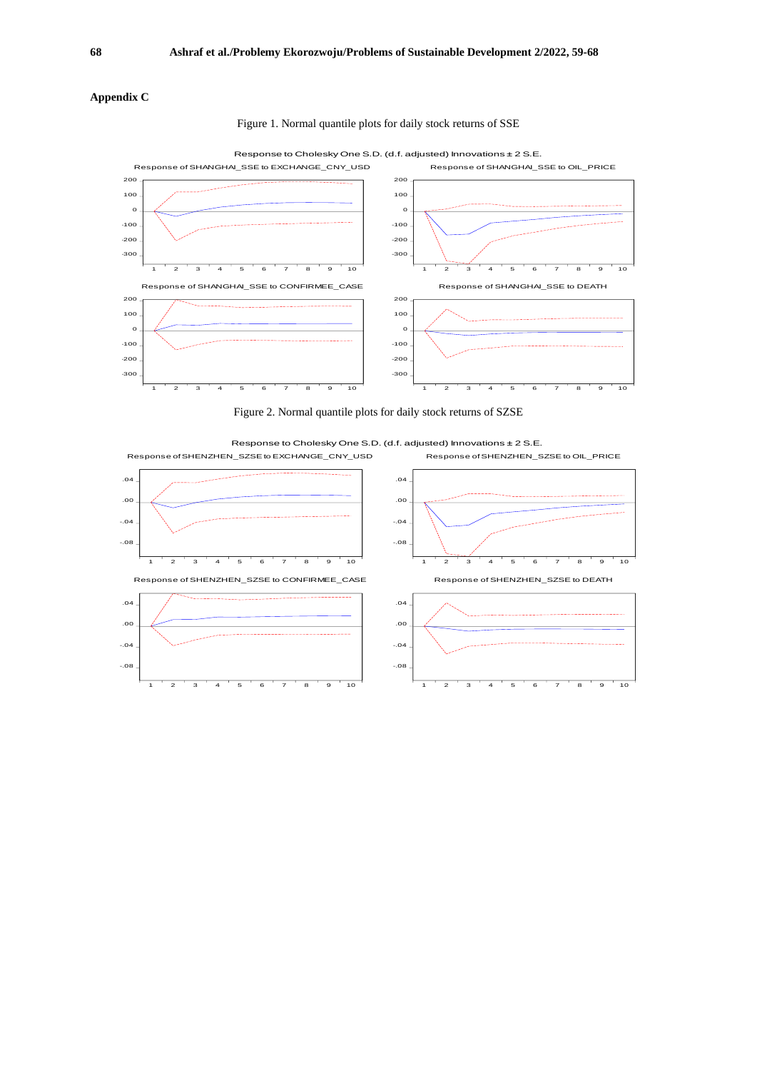## Appendix C

Figure 1. Normal quantile plots for daily stock returns of SSE

Response to Cholesky One S.D. (d.f. adjusted) Innovations ± 2 S.E.

Response of SHANGHAI_SSE to EXCHANGE_CNY_USD

200
100
0
-100
-200
-300
1 2 3 4 5 6 7 8 9 10

Response of SHANGHAI_SSE to OIL_PRICE

200
100
0
-100
-200
-300
1 2 3 4 5 6 7 8 9 10

Response of SHANGHAI_SSE to CONFIRMEE_CASE

200
100
0
-100
-200
-300
1 2 3 4 5 6 7 8 9 10

Response of SHANGHAI_SSE to DEATH

200
100
0
-100
-200
-300
1 2 3 4 5 6 7 8 9 10

Figure 2. Normal quantile plots for daily stock returns of SZSE

Response to Cholesky One S.D. (d.f. adjusted) Innovations ± 2 S.E.

Response of SHENZHEN_SZSE to EXCHANGE_CNY_USD

.04
.00
-.04
-.08
1 2 3 4 5 6 7 8 9 10

Response of SHENZHEN_SZSE to OIL_PRICE

.04
.00
-.04
-.08
1 2 3 4 5 6 7 8 9 10

Response of SHENZHEN_SZSE to CONFIRMEE_CASE

.04
.00
-.04
-.08
1 2 3 4 5 6 7 8 9 10

Response of SHENZHEN_SZSE to DEATH

.04
.00
-.04
-.08
1 2 3 4 5 6 7 8 9 10